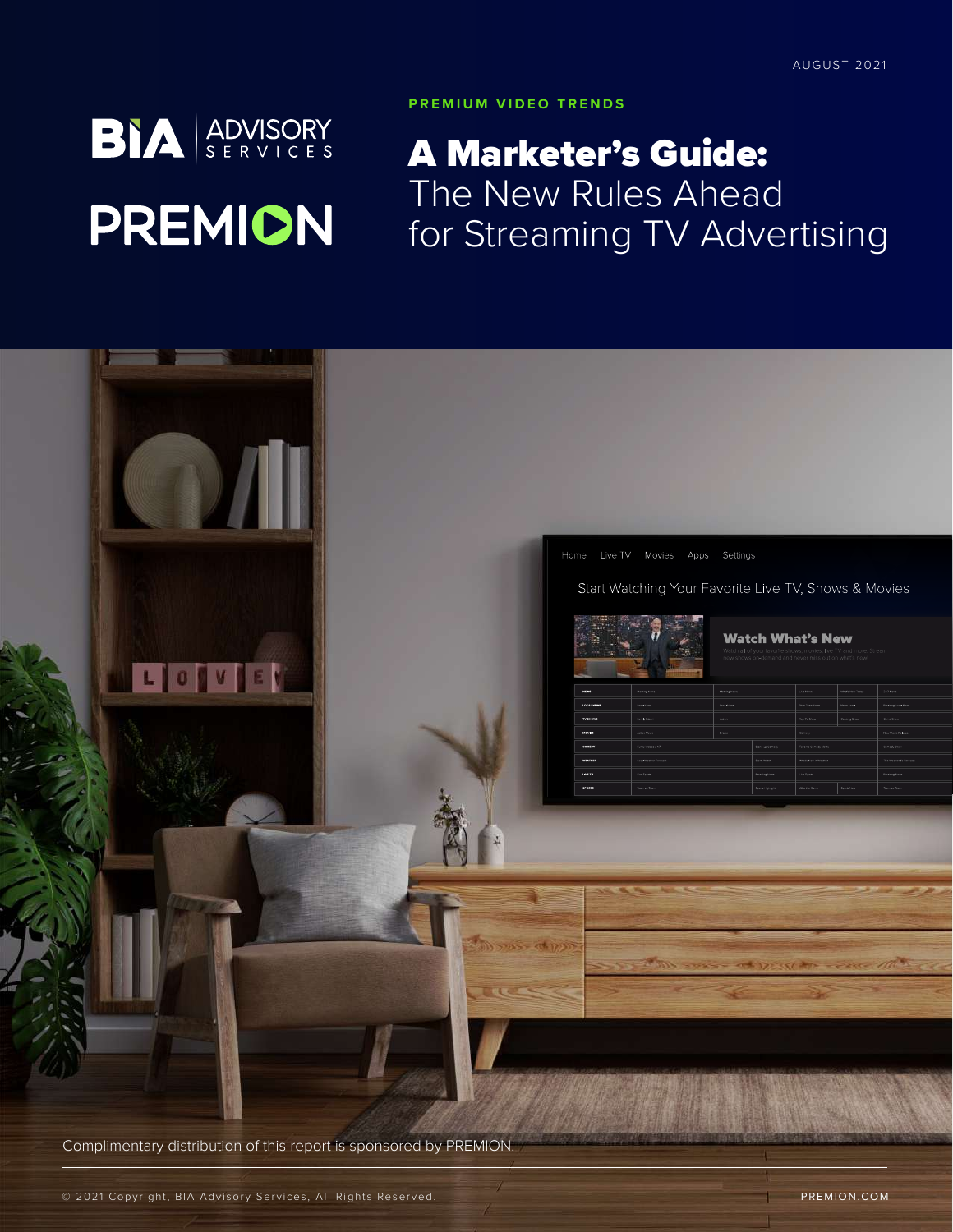AUGUST 2021

BIA ADVISORY SERVICES

PREMION

PREMIUM VIDEO TRENDS

# A Marketer's Guide: The New Rules Ahead for Streaming TV Advertising

Complimentary distribution of this report is sponsored by PREMION.

© 2021 Copyright, BIA Advisory Services, All Rights Reserved.

PREMION.COM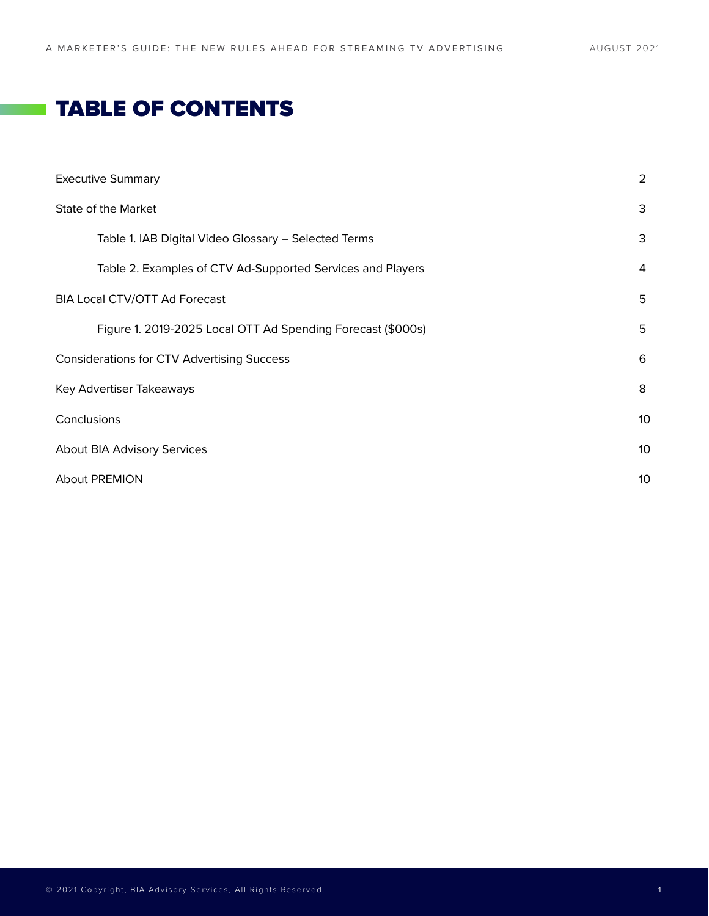# TABLE OF CONTENTS

| | |
|---|---|
| Executive Summary | 2 |
| State of the Market | 3 |
| Table 1. IAB Digital Video Glossary – Selected Terms | 3 |
| Table 2. Examples of CTV Ad-Supported Services and Players | 4 |
| BIA Local CTV/OTT Ad Forecast | 5 |
| Figure 1. 2019-2025 Local OTT Ad Spending Forecast ($000s) | 5 |
| Considerations for CTV Advertising Success | 6 |
| Key Advertiser Takeaways | 8 |
| Conclusions | 10 |
| About BIA Advisory Services | 10 |
| About PREMION | 10 |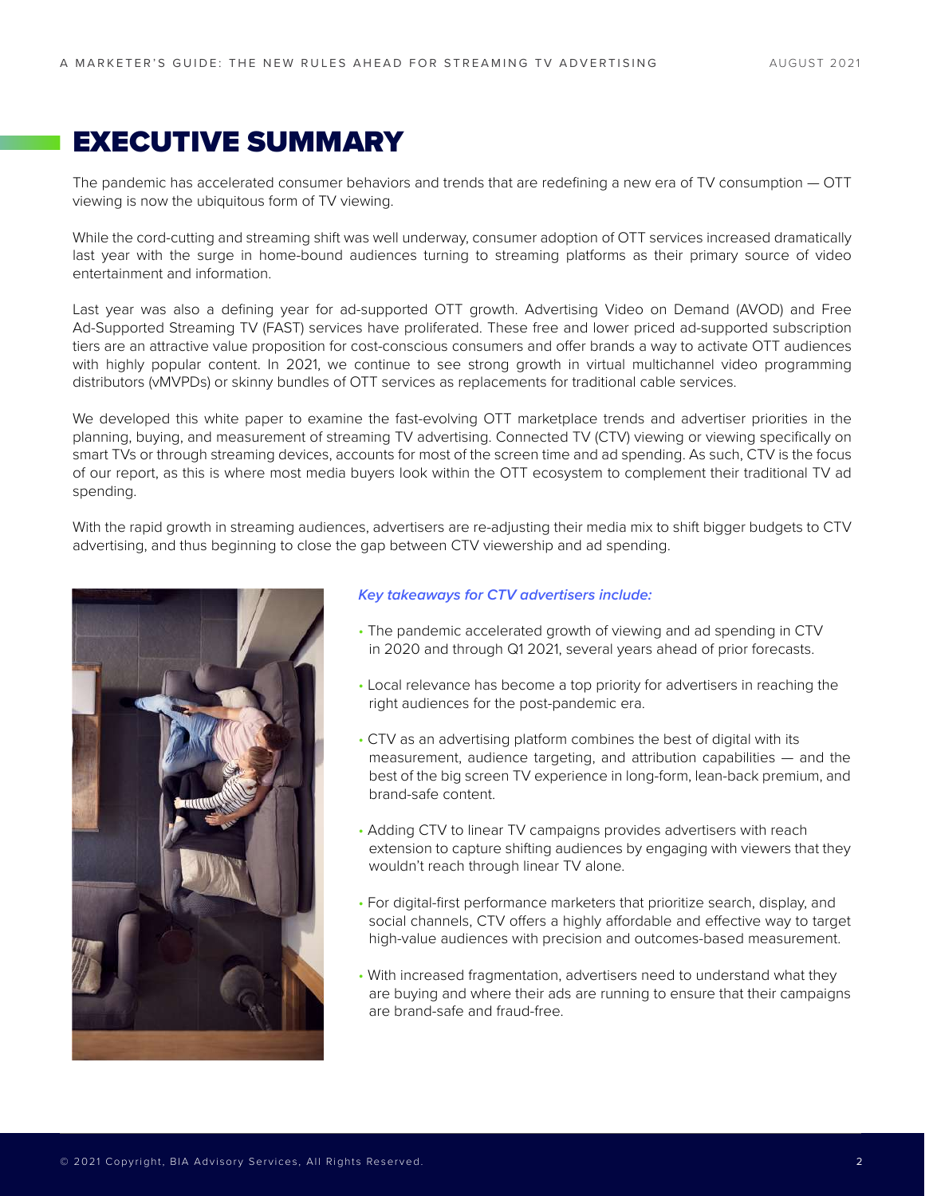# EXECUTIVE SUMMARY

The pandemic has accelerated consumer behaviors and trends that are redefining a new era of TV consumption — OTT viewing is now the ubiquitous form of TV viewing.

While the cord-cutting and streaming shift was well underway, consumer adoption of OTT services increased dramatically last year with the surge in home-bound audiences turning to streaming platforms as their primary source of video entertainment and information.

Last year was also a defining year for ad-supported OTT growth. Advertising Video on Demand (AVOD) and Free Ad-Supported Streaming TV (FAST) services have proliferated. These free and lower priced ad-supported subscription tiers are an attractive value proposition for cost-conscious consumers and offer brands a way to activate OTT audiences with highly popular content. In 2021, we continue to see strong growth in virtual multichannel video programming distributors (vMVPDs) or skinny bundles of OTT services as replacements for traditional cable services.

We developed this white paper to examine the fast-evolving OTT marketplace trends and advertiser priorities in the planning, buying, and measurement of streaming TV advertising. Connected TV (CTV) viewing or viewing specifically on smart TVs or through streaming devices, accounts for most of the screen time and ad spending. As such, CTV is the focus of our report, as this is where most media buyers look within the OTT ecosystem to complement their traditional TV ad spending.

With the rapid growth in streaming audiences, advertisers are re-adjusting their media mix to shift bigger budgets to CTV advertising, and thus beginning to close the gap between CTV viewership and ad spending.

***Key takeaways for CTV advertisers include:***

- The pandemic accelerated growth of viewing and ad spending in CTV in 2020 and through Q1 2021, several years ahead of prior forecasts.
- Local relevance has become a top priority for advertisers in reaching the right audiences for the post-pandemic era.
- CTV as an advertising platform combines the best of digital with its measurement, audience targeting, and attribution capabilities — and the best of the big screen TV experience in long-form, lean-back premium, and brand-safe content.
- Adding CTV to linear TV campaigns provides advertisers with reach extension to capture shifting audiences by engaging with viewers that they wouldn't reach through linear TV alone.
- For digital-first performance marketers that prioritize search, display, and social channels, CTV offers a highly affordable and effective way to target high-value audiences with precision and outcomes-based measurement.
- With increased fragmentation, advertisers need to understand what they are buying and where their ads are running to ensure that their campaigns are brand-safe and fraud-free.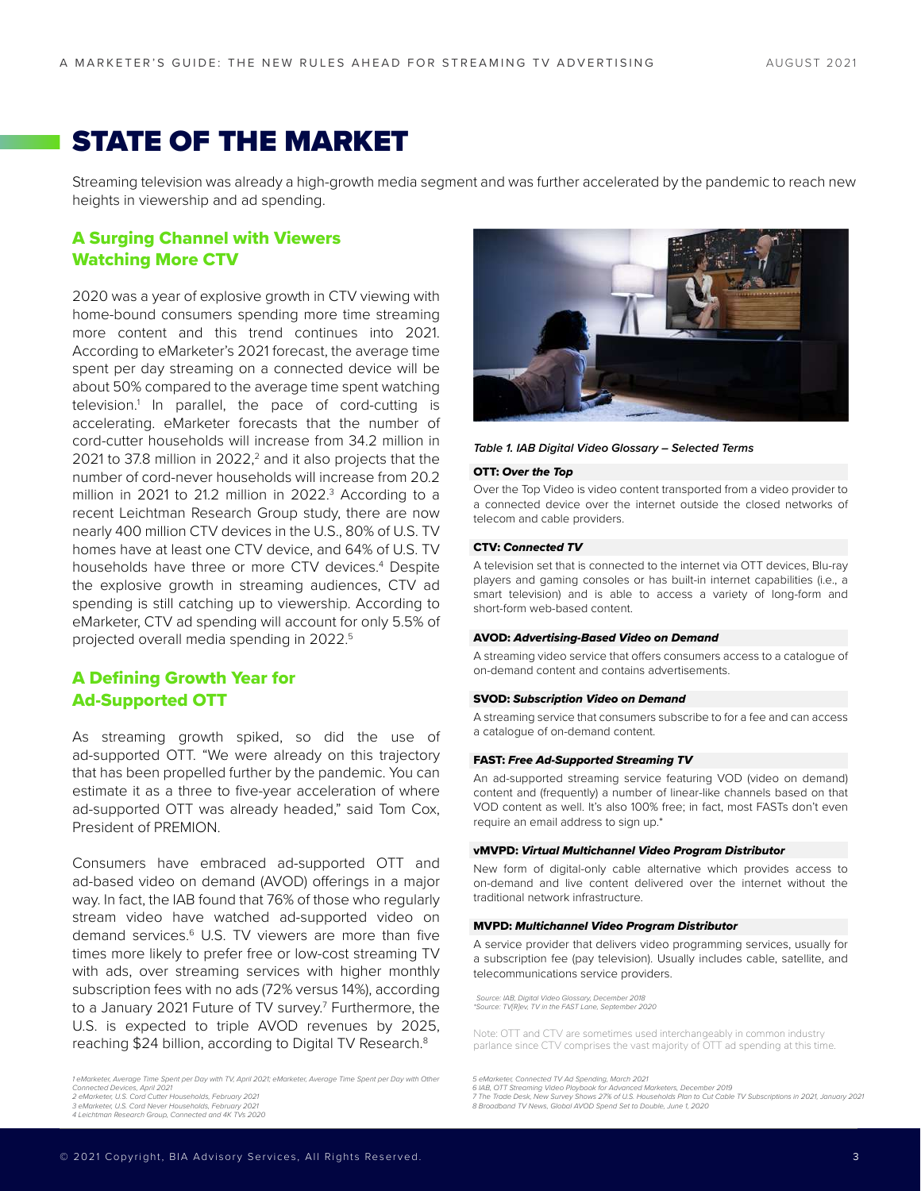# STATE OF THE MARKET

Streaming television was already a high-growth media segment and was further accelerated by the pandemic to reach new heights in viewership and ad spending.

## A Surging Channel with Viewers Watching More CTV

2020 was a year of explosive growth in CTV viewing with home-bound consumers spending more time streaming more content and this trend continues into 2021. According to eMarketer's 2021 forecast, the average time spent per day streaming on a connected device will be about 50% compared to the average time spent watching television.[1] In parallel, the pace of cord-cutting is accelerating. eMarketer forecasts that the number of cord-cutter households will increase from 34.2 million in 2021 to 37.8 million in 2022,[2] and it also projects that the number of cord-never households will increase from 20.2 million in 2021 to 21.2 million in 2022.[3] According to a recent Leichtman Research Group study, there are now nearly 400 million CTV devices in the U.S., 80% of U.S. TV homes have at least one CTV device, and 64% of U.S. TV households have three or more CTV devices.[4] Despite the explosive growth in streaming audiences, CTV ad spending is still catching up to viewership. According to eMarketer, CTV ad spending will account for only 5.5% of projected overall media spending in 2022.[5]

## A Defining Growth Year for Ad-Supported OTT

As streaming growth spiked, so did the use of ad-supported OTT. "We were already on this trajectory that has been propelled further by the pandemic. You can estimate it as a three to five-year acceleration of where ad-supported OTT was already headed," said Tom Cox, President of PREMION.

Consumers have embraced ad-supported OTT and ad-based video on demand (AVOD) offerings in a major way. In fact, the IAB found that 76% of those who regularly stream video have watched ad-supported video on demand services.[6] U.S. TV viewers are more than five times more likely to prefer free or low-cost streaming TV with ads, over streaming services with higher monthly subscription fees with no ads (72% versus 14%), according to a January 2021 Future of TV survey.[7] Furthermore, the U.S. is expected to triple AVOD revenues by 2025, reaching $24 billion, according to Digital TV Research.[8]

*Table 1. IAB Digital Video Glossary – Selected Terms*

**OTT: *Over the Top***

Over the Top Video is video content transported from a video provider to a connected device over the internet outside the closed networks of telecom and cable providers.

**CTV: *Connected TV***

A television set that is connected to the internet via OTT devices, Blu-ray players and gaming consoles or has built-in internet capabilities (i.e., a smart television) and is able to access a variety of long-form and short-form web-based content.

**AVOD: *Advertising-Based Video on Demand***

A streaming video service that offers consumers access to a catalogue of on-demand content and contains advertisements.

**SVOD: *Subscription Video on Demand***

A streaming service that consumers subscribe to for a fee and can access a catalogue of on-demand content.

**FAST: *Free Ad-Supported Streaming TV***

An ad-supported streaming service featuring VOD (video on demand) content and (frequently) a number of linear-like channels based on that VOD content as well. It's also 100% free; in fact, most FASTs don't even require an email address to sign up.*

**vMVPD: *Virtual Multichannel Video Program Distributor***

New form of digital-only cable alternative which provides access to on-demand and live content delivered over the internet without the traditional network infrastructure.

**MVPD: *Multichannel Video Program Distributor***

A service provider that delivers video programming services, usually for a subscription fee (pay television). Usually includes cable, satellite, and telecommunications service providers.

*Source: IAB, Digital Video Glossary, December 2018*
*\*Source: TV[R]ev, TV in the FAST Lane, September 2020*

Note: OTT and CTV are sometimes used interchangeably in common industry parlance since CTV comprises the vast majority of OTT ad spending at this time.

---

1 eMarketer, Average Time Spent per Day with TV, April 2021; eMarketer, Average Time Spent per Day with Other Connected Devices, April 2021
2 eMarketer, U.S. Cord Cutter Households, February 2021
3 eMarketer, U.S. Cord Never Households, February 2021
4 Leichtman Research Group, Connected and 4K TVs 2020
5 eMarketer, Connected TV Ad Spending, March 2021
6 IAB, OTT Streaming Video Playbook for Advanced Marketers, December 2019
7 The Trade Desk, New Survey Shows 27% of U.S. Households Plan to Cut Cable TV Subscriptions in 2021, January 2021
8 Broadband TV News, Global AVOD Spend Set to Double, June 1, 2020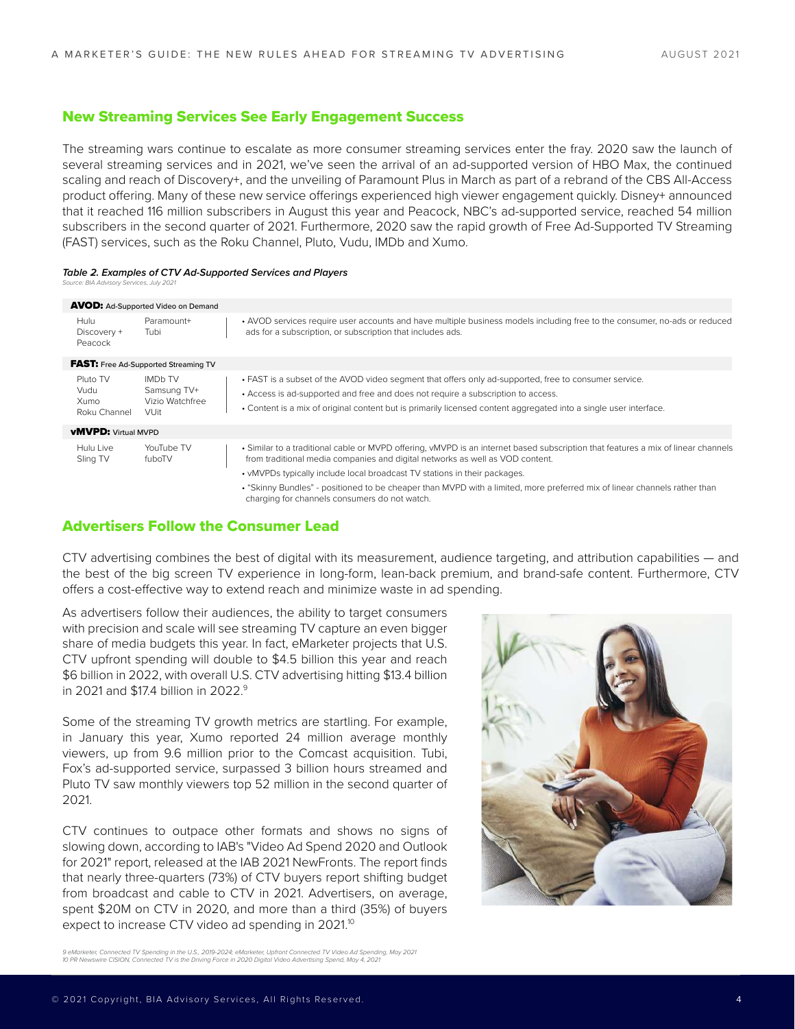## New Streaming Services See Early Engagement Success

The streaming wars continue to escalate as more consumer streaming services enter the fray. 2020 saw the launch of several streaming services and in 2021, we've seen the arrival of an ad-supported version of HBO Max, the continued scaling and reach of Discovery+, and the unveiling of Paramount Plus in March as part of a rebrand of the CBS All-Access product offering. Many of these new service offerings experienced high viewer engagement quickly. Disney+ announced that it reached 116 million subscribers in August this year and Peacock, NBC's ad-supported service, reached 54 million subscribers in the second quarter of 2021. Furthermore, 2020 saw the rapid growth of Free Ad-Supported TV Streaming (FAST) services, such as the Roku Channel, Pluto, Vudu, IMDb and Xumo.

***Table 2. Examples of CTV Ad-Supported Services and Players***

*Source: BIA Advisory Services, July 2021*

| Services and Players | | Description |
|---|---|---|
| **AVOD:** Ad-Supported Video on Demand | | |
| Hulu<br>Discovery +<br>Peacock | Paramount+<br>Tubi | • AVOD services require user accounts and have multiple business models including free to the consumer, no-ads or reduced ads for a subscription, or subscription that includes ads. |
| **FAST:** Free Ad-Supported Streaming TV | | |
| Pluto TV<br>Vudu<br>Xumo<br>Roku Channel | IMDb TV<br>Samsung TV+<br>Vizio Watchfree<br>VUit | • FAST is a subset of the AVOD video segment that offers only ad-supported, free to consumer service.<br>• Access is ad-supported and free and does not require a subscription to access.<br>• Content is a mix of original content but is primarily licensed content aggregated into a single user interface. |
| **vMVPD:** Virtual MVPD | | |
| Hulu Live<br>Sling TV | YouTube TV<br>fuboTV | • Similar to a traditional cable or MVPD offering, vMVPD is an internet based subscription that features a mix of linear channels from traditional media companies and digital networks as well as VOD content.<br>• vMVPDs typically include local broadcast TV stations in their packages.<br>• "Skinny Bundles" - positioned to be cheaper than MVPD with a limited, more preferred mix of linear channels rather than charging for channels consumers do not watch. |

## Advertisers Follow the Consumer Lead

CTV advertising combines the best of digital with its measurement, audience targeting, and attribution capabilities — and the best of the big screen TV experience in long-form, lean-back premium, and brand-safe content. Furthermore, CTV offers a cost-effective way to extend reach and minimize waste in ad spending.

As advertisers follow their audiences, the ability to target consumers with precision and scale will see streaming TV capture an even bigger share of media budgets this year. In fact, eMarketer projects that U.S. CTV upfront spending will double to $4.5 billion this year and reach $6 billion in 2022, with overall U.S. CTV advertising hitting $13.4 billion in 2021 and $17.4 billion in 2022.[9]

Some of the streaming TV growth metrics are startling. For example, in January this year, Xumo reported 24 million average monthly viewers, up from 9.6 million prior to the Comcast acquisition. Tubi, Fox's ad-supported service, surpassed 3 billion hours streamed and Pluto TV saw monthly viewers top 52 million in the second quarter of 2021.

CTV continues to outpace other formats and shows no signs of slowing down, according to IAB's "Video Ad Spend 2020 and Outlook for 2021" report, released at the IAB 2021 NewFronts. The report finds that nearly three-quarters (73%) of CTV buyers report shifting budget from broadcast and cable to CTV in 2021. Advertisers, on average, spent $20M on CTV in 2020, and more than a third (35%) of buyers expect to increase CTV video ad spending in 2021.[10]

*9 eMarketer, Connected TV Spending in the U.S., 2019-2024; eMarketer, Upfront Connected TV Video Ad Spending, May 2021*
*10 PR Newswire CISION, Connected TV is the Driving Force in 2020 Digital Video Advertising Spend, May 4, 2021*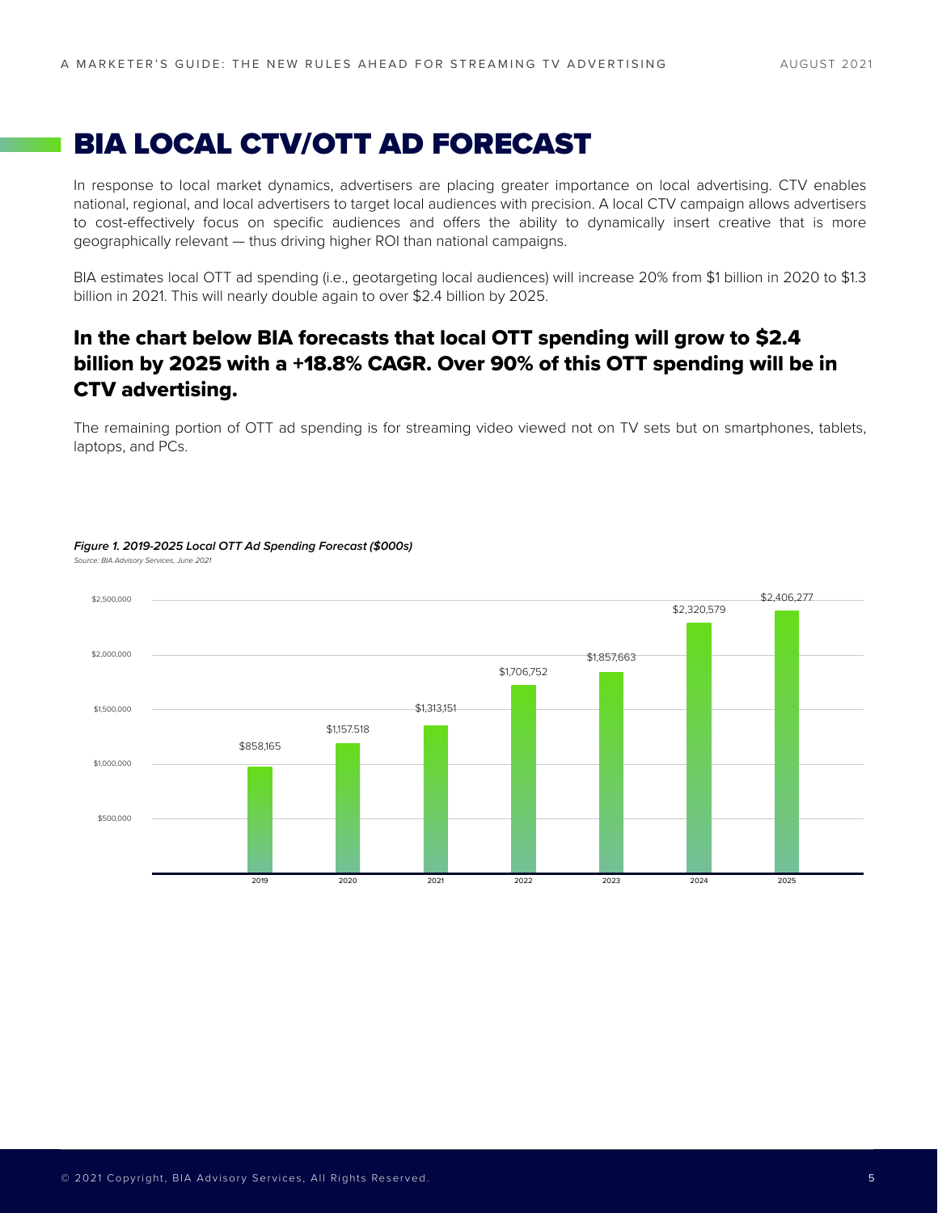# BIA LOCAL CTV/OTT AD FORECAST

In response to local market dynamics, advertisers are placing greater importance on local advertising. CTV enables national, regional, and local advertisers to target local audiences with precision. A local CTV campaign allows advertisers to cost-effectively focus on specific audiences and offers the ability to dynamically insert creative that is more geographically relevant — thus driving higher ROI than national campaigns.

BIA estimates local OTT ad spending (i.e., geotargeting local audiences) will increase 20% from $1 billion in 2020 to $1.3 billion in 2021. This will nearly double again to over $2.4 billion by 2025.

## In the chart below BIA forecasts that local OTT spending will grow to $2.4 billion by 2025 with a +18.8% CAGR. Over 90% of this OTT spending will be in CTV advertising.

The remaining portion of OTT ad spending is for streaming video viewed not on TV sets but on smartphones, tablets, laptops, and PCs.

***Figure 1. 2019-2025 Local OTT Ad Spending Forecast ($000s)***

*Source: BIA Advisory Services, June 2021*

| Year | Local OTT Ad Spending ($000s) |
|---|---|
| 2019 | $858,165 |
| 2020 | $1,157,518 |
| 2021 | $1,313,151 |
| 2022 | $1,706,752 |
| 2023 | $1,857,663 |
| 2024 | $2,320,579 |
| 2025 | $2,406,277 |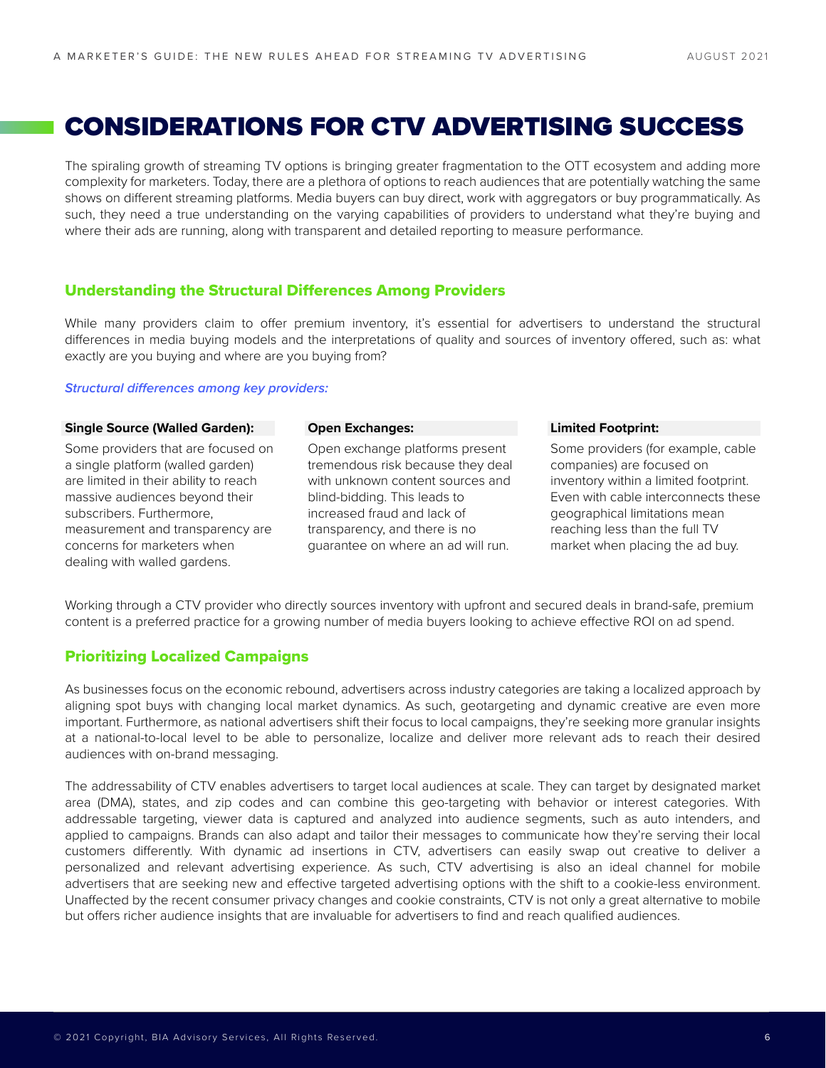# CONSIDERATIONS FOR CTV ADVERTISING SUCCESS

The spiraling growth of streaming TV options is bringing greater fragmentation to the OTT ecosystem and adding more complexity for marketers. Today, there are a plethora of options to reach audiences that are potentially watching the same shows on different streaming platforms. Media buyers can buy direct, work with aggregators or buy programmatically. As such, they need a true understanding on the varying capabilities of providers to understand what they're buying and where their ads are running, along with transparent and detailed reporting to measure performance.

## Understanding the Structural Differences Among Providers

While many providers claim to offer premium inventory, it's essential for advertisers to understand the structural differences in media buying models and the interpretations of quality and sources of inventory offered, such as: what exactly are you buying and where are you buying from?

***Structural differences among key providers:***

**Single Source (Walled Garden):**

Some providers that are focused on a single platform (walled garden) are limited in their ability to reach massive audiences beyond their subscribers. Furthermore, measurement and transparency are concerns for marketers when dealing with walled gardens.

**Open Exchanges:**

Open exchange platforms present tremendous risk because they deal with unknown content sources and blind-bidding. This leads to increased fraud and lack of transparency, and there is no guarantee on where an ad will run.

**Limited Footprint:**

Some providers (for example, cable companies) are focused on inventory within a limited footprint. Even with cable interconnects these geographical limitations mean reaching less than the full TV market when placing the ad buy.

Working through a CTV provider who directly sources inventory with upfront and secured deals in brand-safe, premium content is a preferred practice for a growing number of media buyers looking to achieve effective ROI on ad spend.

## Prioritizing Localized Campaigns

As businesses focus on the economic rebound, advertisers across industry categories are taking a localized approach by aligning spot buys with changing local market dynamics. As such, geotargeting and dynamic creative are even more important. Furthermore, as national advertisers shift their focus to local campaigns, they're seeking more granular insights at a national-to-local level to be able to personalize, localize and deliver more relevant ads to reach their desired audiences with on-brand messaging.

The addressability of CTV enables advertisers to target local audiences at scale. They can target by designated market area (DMA), states, and zip codes and can combine this geo-targeting with behavior or interest categories. With addressable targeting, viewer data is captured and analyzed into audience segments, such as auto intenders, and applied to campaigns. Brands can also adapt and tailor their messages to communicate how they're serving their local customers differently. With dynamic ad insertions in CTV, advertisers can easily swap out creative to deliver a personalized and relevant advertising experience. As such, CTV advertising is also an ideal channel for mobile advertisers that are seeking new and effective targeted advertising options with the shift to a cookie-less environment. Unaffected by the recent consumer privacy changes and cookie constraints, CTV is not only a great alternative to mobile but offers richer audience insights that are invaluable for advertisers to find and reach qualified audiences.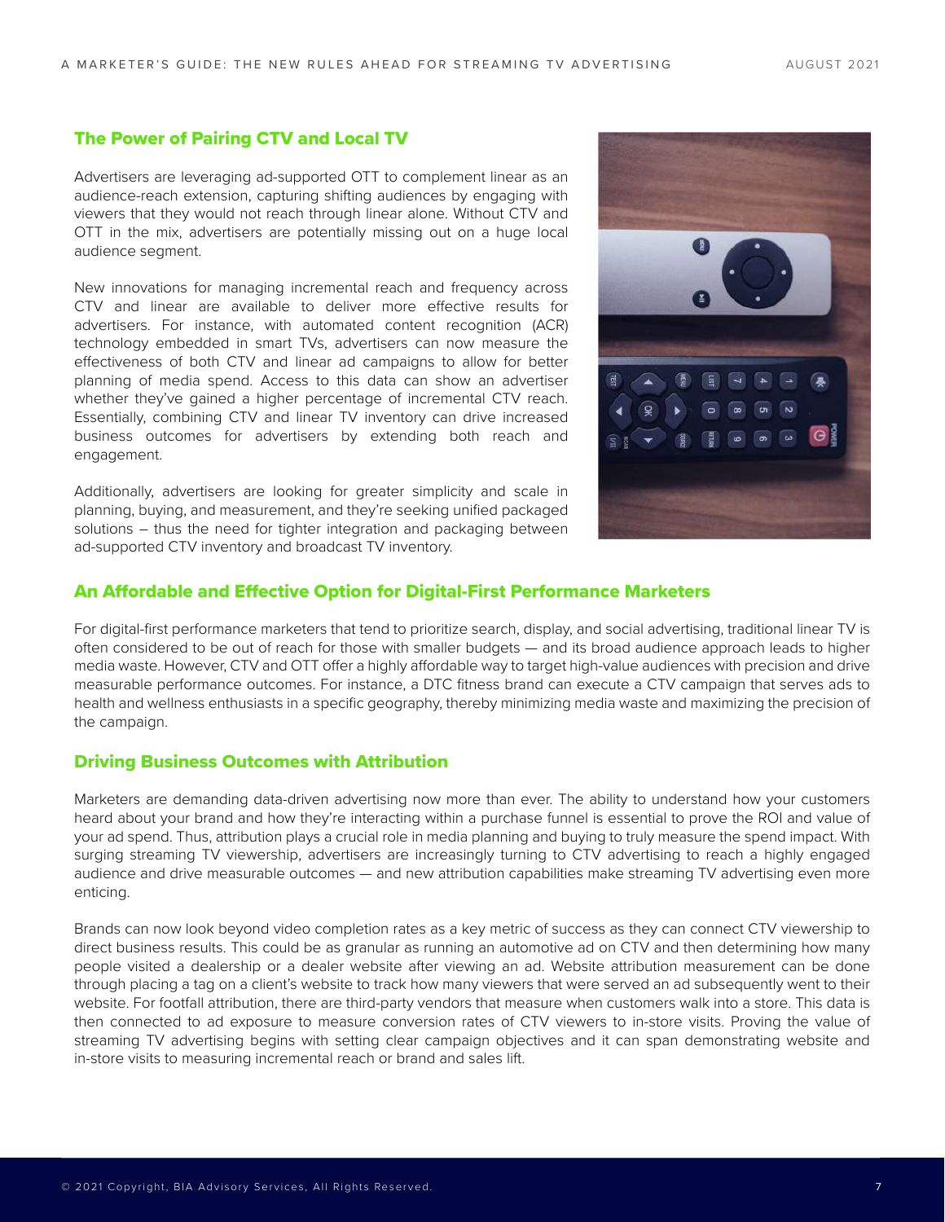## The Power of Pairing CTV and Local TV

Advertisers are leveraging ad-supported OTT to complement linear as an audience-reach extension, capturing shifting audiences by engaging with viewers that they would not reach through linear alone. Without CTV and OTT in the mix, advertisers are potentially missing out on a huge local audience segment.

New innovations for managing incremental reach and frequency across CTV and linear are available to deliver more effective results for advertisers. For instance, with automated content recognition (ACR) technology embedded in smart TVs, advertisers can now measure the effectiveness of both CTV and linear ad campaigns to allow for better planning of media spend. Access to this data can show an advertiser whether they've gained a higher percentage of incremental CTV reach. Essentially, combining CTV and linear TV inventory can drive increased business outcomes for advertisers by extending both reach and engagement.

Additionally, advertisers are looking for greater simplicity and scale in planning, buying, and measurement, and they're seeking unified packaged solutions – thus the need for tighter integration and packaging between ad-supported CTV inventory and broadcast TV inventory.

## An Affordable and Effective Option for Digital-First Performance Marketers

For digital-first performance marketers that tend to prioritize search, display, and social advertising, traditional linear TV is often considered to be out of reach for those with smaller budgets — and its broad audience approach leads to higher media waste. However, CTV and OTT offer a highly affordable way to target high-value audiences with precision and drive measurable performance outcomes. For instance, a DTC fitness brand can execute a CTV campaign that serves ads to health and wellness enthusiasts in a specific geography, thereby minimizing media waste and maximizing the precision of the campaign.

## Driving Business Outcomes with Attribution

Marketers are demanding data-driven advertising now more than ever. The ability to understand how your customers heard about your brand and how they're interacting within a purchase funnel is essential to prove the ROI and value of your ad spend. Thus, attribution plays a crucial role in media planning and buying to truly measure the spend impact. With surging streaming TV viewership, advertisers are increasingly turning to CTV advertising to reach a highly engaged audience and drive measurable outcomes — and new attribution capabilities make streaming TV advertising even more enticing.

Brands can now look beyond video completion rates as a key metric of success as they can connect CTV viewership to direct business results. This could be as granular as running an automotive ad on CTV and then determining how many people visited a dealership or a dealer website after viewing an ad. Website attribution measurement can be done through placing a tag on a client's website to track how many viewers that were served an ad subsequently went to their website. For footfall attribution, there are third-party vendors that measure when customers walk into a store. This data is then connected to ad exposure to measure conversion rates of CTV viewers to in-store visits. Proving the value of streaming TV advertising begins with setting clear campaign objectives and it can span demonstrating website and in-store visits to measuring incremental reach or brand and sales lift.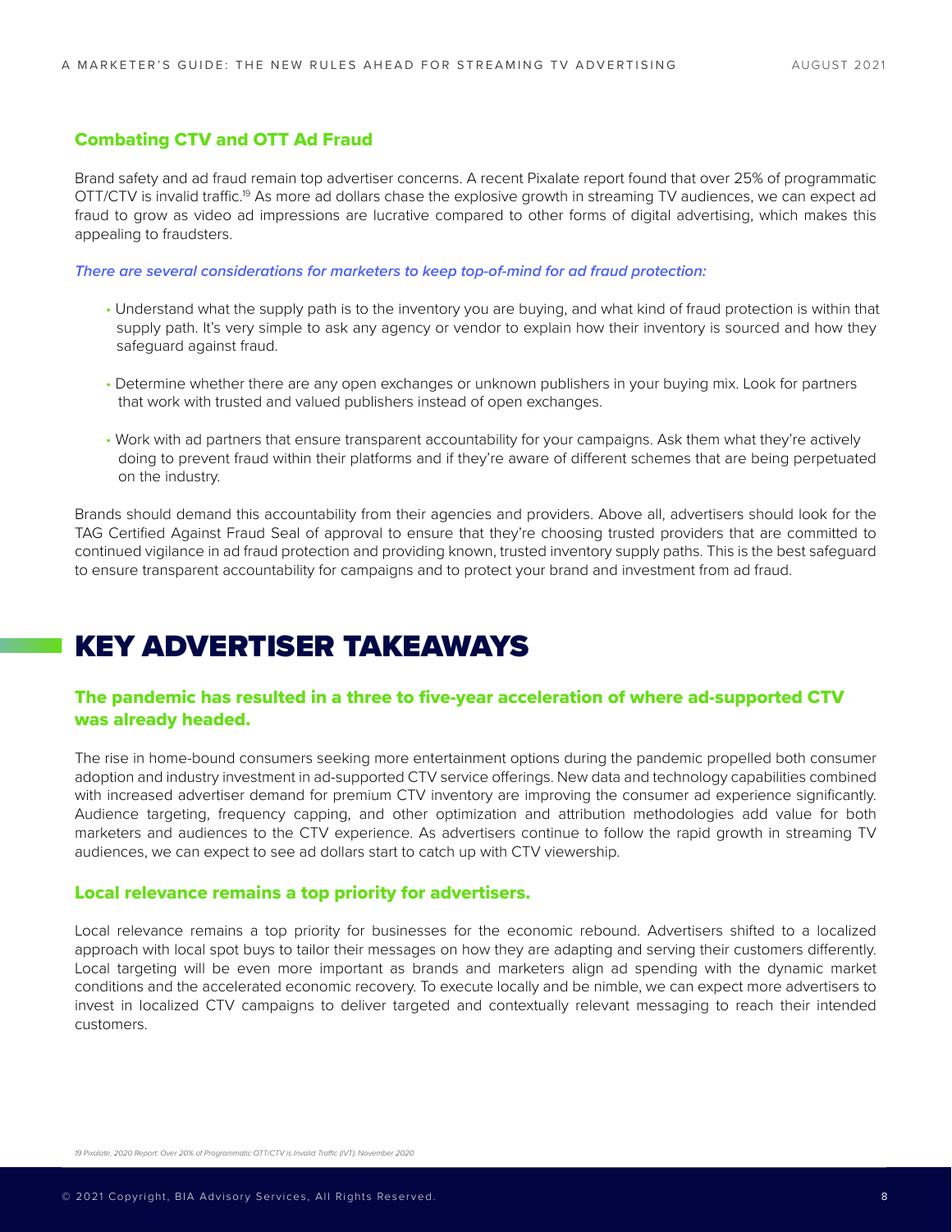### Combating CTV and OTT Ad Fraud

Brand safety and ad fraud remain top advertiser concerns. A recent Pixalate report found that over 25% of programmatic OTT/CTV is invalid traffic.[19] As more ad dollars chase the explosive growth in streaming TV audiences, we can expect ad fraud to grow as video ad impressions are lucrative compared to other forms of digital advertising, which makes this appealing to fraudsters.

***There are several considerations for marketers to keep top-of-mind for ad fraud protection:***

- Understand what the supply path is to the inventory you are buying, and what kind of fraud protection is within that supply path. It's very simple to ask any agency or vendor to explain how their inventory is sourced and how they safeguard against fraud.
- Determine whether there are any open exchanges or unknown publishers in your buying mix. Look for partners that work with trusted and valued publishers instead of open exchanges.
- Work with ad partners that ensure transparent accountability for your campaigns. Ask them what they're actively doing to prevent fraud within their platforms and if they're aware of different schemes that are being perpetuated on the industry.

Brands should demand this accountability from their agencies and providers. Above all, advertisers should look for the TAG Certified Against Fraud Seal of approval to ensure that they're choosing trusted providers that are committed to continued vigilance in ad fraud protection and providing known, trusted inventory supply paths. This is the best safeguard to ensure transparent accountability for campaigns and to protect your brand and investment from ad fraud.

## KEY ADVERTISER TAKEAWAYS

### The pandemic has resulted in a three to five-year acceleration of where ad-supported CTV was already headed.

The rise in home-bound consumers seeking more entertainment options during the pandemic propelled both consumer adoption and industry investment in ad-supported CTV service offerings. New data and technology capabilities combined with increased advertiser demand for premium CTV inventory are improving the consumer ad experience significantly. Audience targeting, frequency capping, and other optimization and attribution methodologies add value for both marketers and audiences to the CTV experience. As advertisers continue to follow the rapid growth in streaming TV audiences, we can expect to see ad dollars start to catch up with CTV viewership.

### Local relevance remains a top priority for advertisers.

Local relevance remains a top priority for businesses for the economic rebound. Advertisers shifted to a localized approach with local spot buys to tailor their messages on how they are adapting and serving their customers differently. Local targeting will be even more important as brands and marketers align ad spending with the dynamic market conditions and the accelerated economic recovery. To execute locally and be nimble, we can expect more advertisers to invest in localized CTV campaigns to deliver targeted and contextually relevant messaging to reach their intended customers.

*19 Pixalate, 2020 Report: Over 20% of Programmatic OTT/CTV is Invalid Traffic (IVT), November 2020*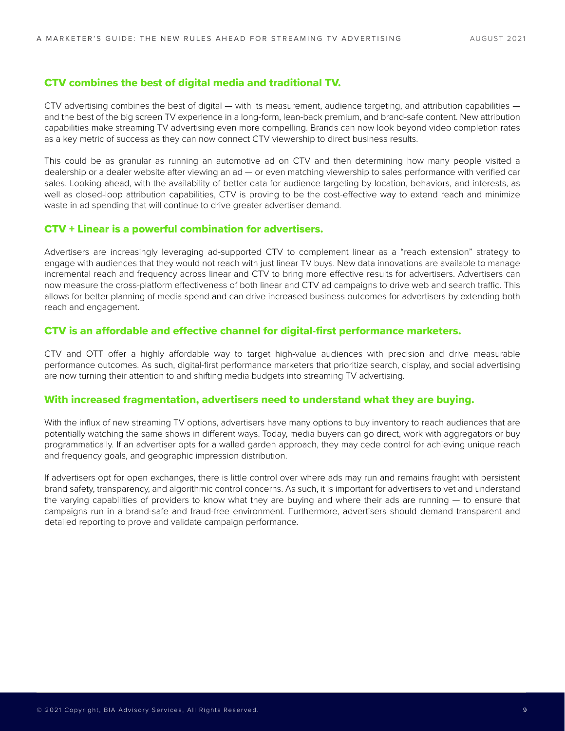## CTV combines the best of digital media and traditional TV.

CTV advertising combines the best of digital — with its measurement, audience targeting, and attribution capabilities — and the best of the big screen TV experience in a long-form, lean-back premium, and brand-safe content. New attribution capabilities make streaming TV advertising even more compelling. Brands can now look beyond video completion rates as a key metric of success as they can now connect CTV viewership to direct business results.

This could be as granular as running an automotive ad on CTV and then determining how many people visited a dealership or a dealer website after viewing an ad — or even matching viewership to sales performance with verified car sales. Looking ahead, with the availability of better data for audience targeting by location, behaviors, and interests, as well as closed-loop attribution capabilities, CTV is proving to be the cost-effective way to extend reach and minimize waste in ad spending that will continue to drive greater advertiser demand.

## CTV + Linear is a powerful combination for advertisers.

Advertisers are increasingly leveraging ad-supported CTV to complement linear as a "reach extension" strategy to engage with audiences that they would not reach with just linear TV buys. New data innovations are available to manage incremental reach and frequency across linear and CTV to bring more effective results for advertisers. Advertisers can now measure the cross-platform effectiveness of both linear and CTV ad campaigns to drive web and search traffic. This allows for better planning of media spend and can drive increased business outcomes for advertisers by extending both reach and engagement.

## CTV is an affordable and effective channel for digital-first performance marketers.

CTV and OTT offer a highly affordable way to target high-value audiences with precision and drive measurable performance outcomes. As such, digital-first performance marketers that prioritize search, display, and social advertising are now turning their attention to and shifting media budgets into streaming TV advertising.

## With increased fragmentation, advertisers need to understand what they are buying.

With the influx of new streaming TV options, advertisers have many options to buy inventory to reach audiences that are potentially watching the same shows in different ways. Today, media buyers can go direct, work with aggregators or buy programmatically. If an advertiser opts for a walled garden approach, they may cede control for achieving unique reach and frequency goals, and geographic impression distribution.

If advertisers opt for open exchanges, there is little control over where ads may run and remains fraught with persistent brand safety, transparency, and algorithmic control concerns. As such, it is important for advertisers to vet and understand the varying capabilities of providers to know what they are buying and where their ads are running — to ensure that campaigns run in a brand-safe and fraud-free environment. Furthermore, advertisers should demand transparent and detailed reporting to prove and validate campaign performance.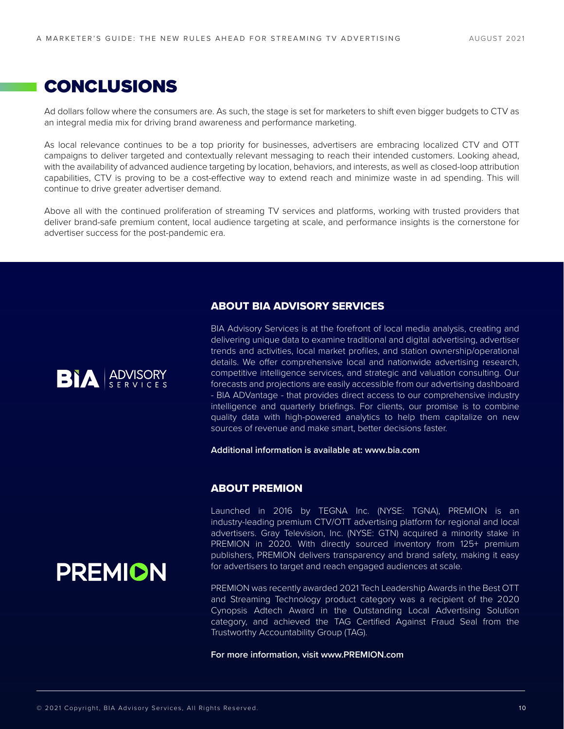# CONCLUSIONS

Ad dollars follow where the consumers are. As such, the stage is set for marketers to shift even bigger budgets to CTV as an integral media mix for driving brand awareness and performance marketing.

As local relevance continues to be a top priority for businesses, advertisers are embracing localized CTV and OTT campaigns to deliver targeted and contextually relevant messaging to reach their intended customers. Looking ahead, with the availability of advanced audience targeting by location, behaviors, and interests, as well as closed-loop attribution capabilities, CTV is proving to be a cost-effective way to extend reach and minimize waste in ad spending. This will continue to drive greater advertiser demand.

Above all with the continued proliferation of streaming TV services and platforms, working with trusted providers that deliver brand-safe premium content, local audience targeting at scale, and performance insights is the cornerstone for advertiser success for the post-pandemic era.

BIA ADVISORY SERVICES

## ABOUT BIA ADVISORY SERVICES

BIA Advisory Services is at the forefront of local media analysis, creating and delivering unique data to examine traditional and digital advertising, advertiser trends and activities, local market profiles, and station ownership/operational details. We offer comprehensive local and nationwide advertising research, competitive intelligence services, and strategic and valuation consulting. Our forecasts and projections are easily accessible from our advertising dashboard - BIA ADVantage - that provides direct access to our comprehensive industry intelligence and quarterly briefings. For clients, our promise is to combine quality data with high-powered analytics to help them capitalize on new sources of revenue and make smart, better decisions faster.

**Additional information is available at: www.bia.com**

PREMION

## ABOUT PREMION

Launched in 2016 by TEGNA Inc. (NYSE: TGNA), PREMION is an industry-leading premium CTV/OTT advertising platform for regional and local advertisers. Gray Television, Inc. (NYSE: GTN) acquired a minority stake in PREMION in 2020. With directly sourced inventory from 125+ premium publishers, PREMION delivers transparency and brand safety, making it easy for advertisers to target and reach engaged audiences at scale.

PREMION was recently awarded 2021 Tech Leadership Awards in the Best OTT and Streaming Technology product category was a recipient of the 2020 Cynopsis Adtech Award in the Outstanding Local Advertising Solution category, and achieved the TAG Certified Against Fraud Seal from the Trustworthy Accountability Group (TAG).

**For more information, visit www.PREMION.com**

© 2021 Copyright, BIA Advisory Services, All Rights Reserved.